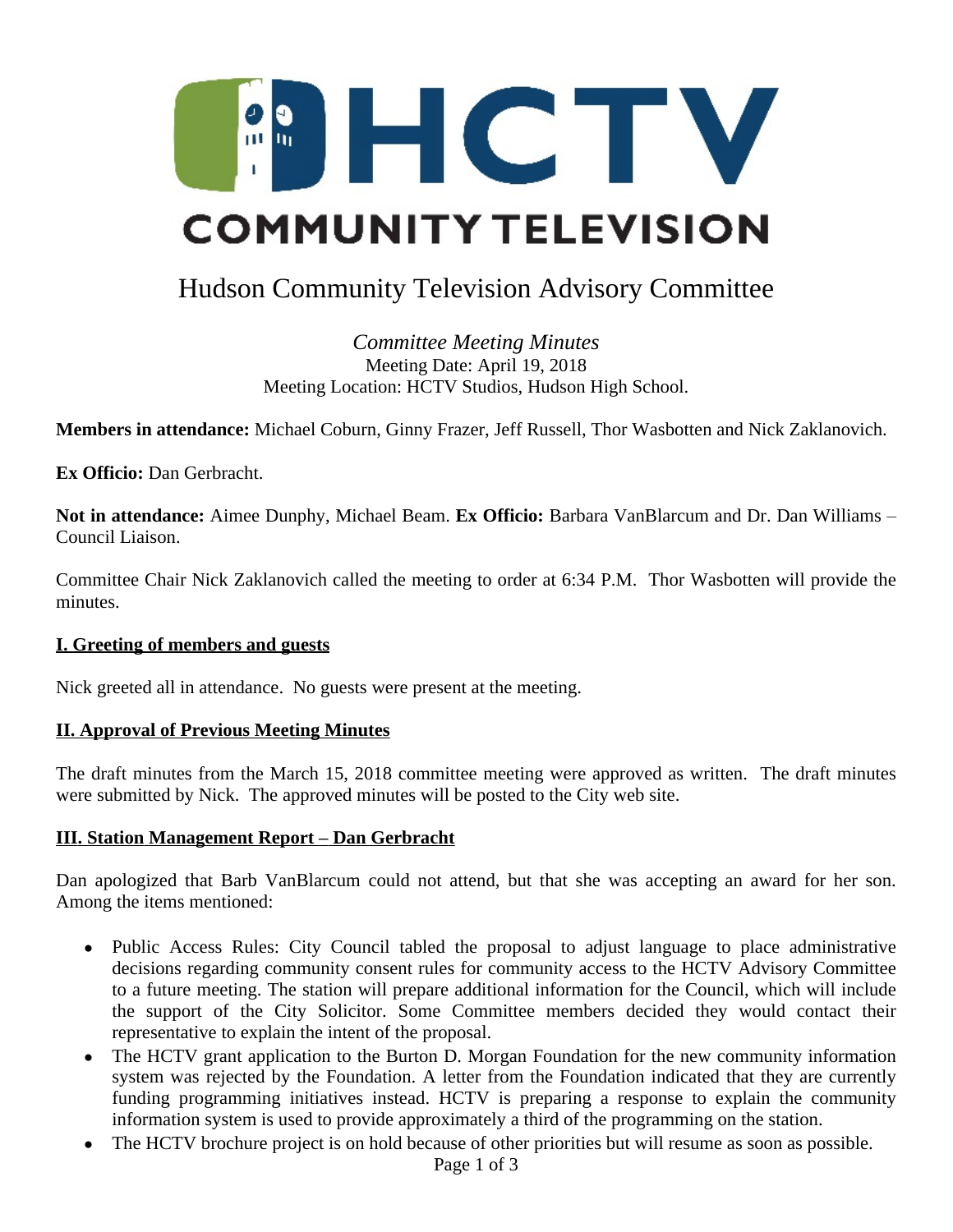HCTV COMMUNITY TELEVISION

# Hudson Community Television Advisory Committee

*Committee Meeting Minutes*
Meeting Date: April 19, 2018
Meeting Location: HCTV Studios, Hudson High School.

**Members in attendance:** Michael Coburn, Ginny Frazer, Jeff Russell, Thor Wasbotten and Nick Zaklanovich.

**Ex Officio:** Dan Gerbracht.

**Not in attendance:** Aimee Dunphy, Michael Beam. **Ex Officio:** Barbara VanBlarcum and Dr. Dan Williams – Council Liaison.

Committee Chair Nick Zaklanovich called the meeting to order at 6:34 P.M. Thor Wasbotten will provide the minutes.

## I. Greeting of members and guests

Nick greeted all in attendance. No guests were present at the meeting.

## II. Approval of Previous Meeting Minutes

The draft minutes from the March 15, 2018 committee meeting were approved as written. The draft minutes were submitted by Nick. The approved minutes will be posted to the City web site.

## III. Station Management Report – Dan Gerbracht

Dan apologized that Barb VanBlarcum could not attend, but that she was accepting an award for her son. Among the items mentioned:

- Public Access Rules: City Council tabled the proposal to adjust language to place administrative decisions regarding community consent rules for community access to the HCTV Advisory Committee to a future meeting. The station will prepare additional information for the Council, which will include the support of the City Solicitor. Some Committee members decided they would contact their representative to explain the intent of the proposal.
- The HCTV grant application to the Burton D. Morgan Foundation for the new community information system was rejected by the Foundation. A letter from the Foundation indicated that they are currently funding programming initiatives instead. HCTV is preparing a response to explain the community information system is used to provide approximately a third of the programming on the station.
- The HCTV brochure project is on hold because of other priorities but will resume as soon as possible.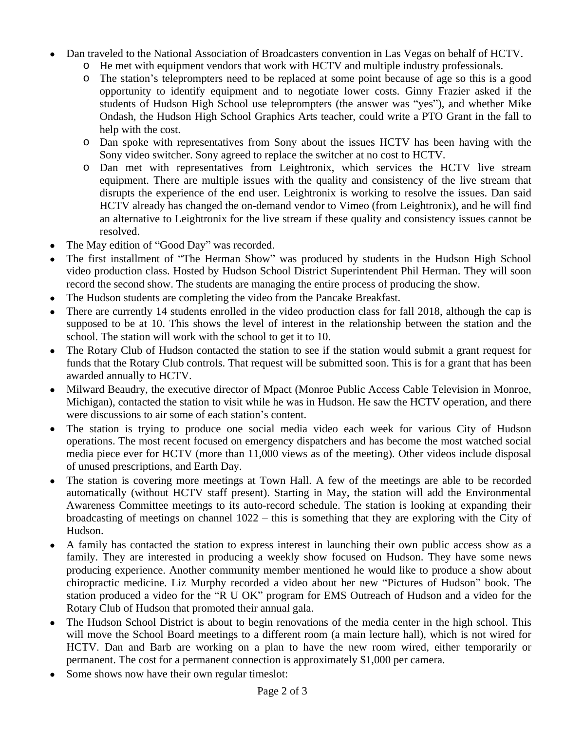- Dan traveled to the National Association of Broadcasters convention in Las Vegas on behalf of HCTV.
  - He met with equipment vendors that work with HCTV and multiple industry professionals.
  - The station's teleprompters need to be replaced at some point because of age so this is a good opportunity to identify equipment and to negotiate lower costs. Ginny Frazier asked if the students of Hudson High School use teleprompters (the answer was "yes"), and whether Mike Ondash, the Hudson High School Graphics Arts teacher, could write a PTO Grant in the fall to help with the cost.
  - Dan spoke with representatives from Sony about the issues HCTV has been having with the Sony video switcher. Sony agreed to replace the switcher at no cost to HCTV.
  - Dan met with representatives from Leightronix, which services the HCTV live stream equipment. There are multiple issues with the quality and consistency of the live stream that disrupts the experience of the end user. Leightronix is working to resolve the issues. Dan said HCTV already has changed the on-demand vendor to Vimeo (from Leightronix), and he will find an alternative to Leightronix for the live stream if these quality and consistency issues cannot be resolved.
- The May edition of "Good Day" was recorded.
- The first installment of "The Herman Show" was produced by students in the Hudson High School video production class. Hosted by Hudson School District Superintendent Phil Herman. They will soon record the second show. The students are managing the entire process of producing the show.
- The Hudson students are completing the video from the Pancake Breakfast.
- There are currently 14 students enrolled in the video production class for fall 2018, although the cap is supposed to be at 10. This shows the level of interest in the relationship between the station and the school. The station will work with the school to get it to 10.
- The Rotary Club of Hudson contacted the station to see if the station would submit a grant request for funds that the Rotary Club controls. That request will be submitted soon. This is for a grant that has been awarded annually to HCTV.
- Milward Beaudry, the executive director of Mpact (Monroe Public Access Cable Television in Monroe, Michigan), contacted the station to visit while he was in Hudson. He saw the HCTV operation, and there were discussions to air some of each station's content.
- The station is trying to produce one social media video each week for various City of Hudson operations. The most recent focused on emergency dispatchers and has become the most watched social media piece ever for HCTV (more than 11,000 views as of the meeting). Other videos include disposal of unused prescriptions, and Earth Day.
- The station is covering more meetings at Town Hall. A few of the meetings are able to be recorded automatically (without HCTV staff present). Starting in May, the station will add the Environmental Awareness Committee meetings to its auto-record schedule. The station is looking at expanding their broadcasting of meetings on channel 1022 – this is something that they are exploring with the City of Hudson.
- A family has contacted the station to express interest in launching their own public access show as a family. They are interested in producing a weekly show focused on Hudson. They have some news producing experience. Another community member mentioned he would like to produce a show about chiropractic medicine. Liz Murphy recorded a video about her new "Pictures of Hudson" book. The station produced a video for the "R U OK" program for EMS Outreach of Hudson and a video for the Rotary Club of Hudson that promoted their annual gala.
- The Hudson School District is about to begin renovations of the media center in the high school. This will move the School Board meetings to a different room (a main lecture hall), which is not wired for HCTV. Dan and Barb are working on a plan to have the new room wired, either temporarily or permanent. The cost for a permanent connection is approximately $1,000 per camera.
- Some shows now have their own regular timeslot: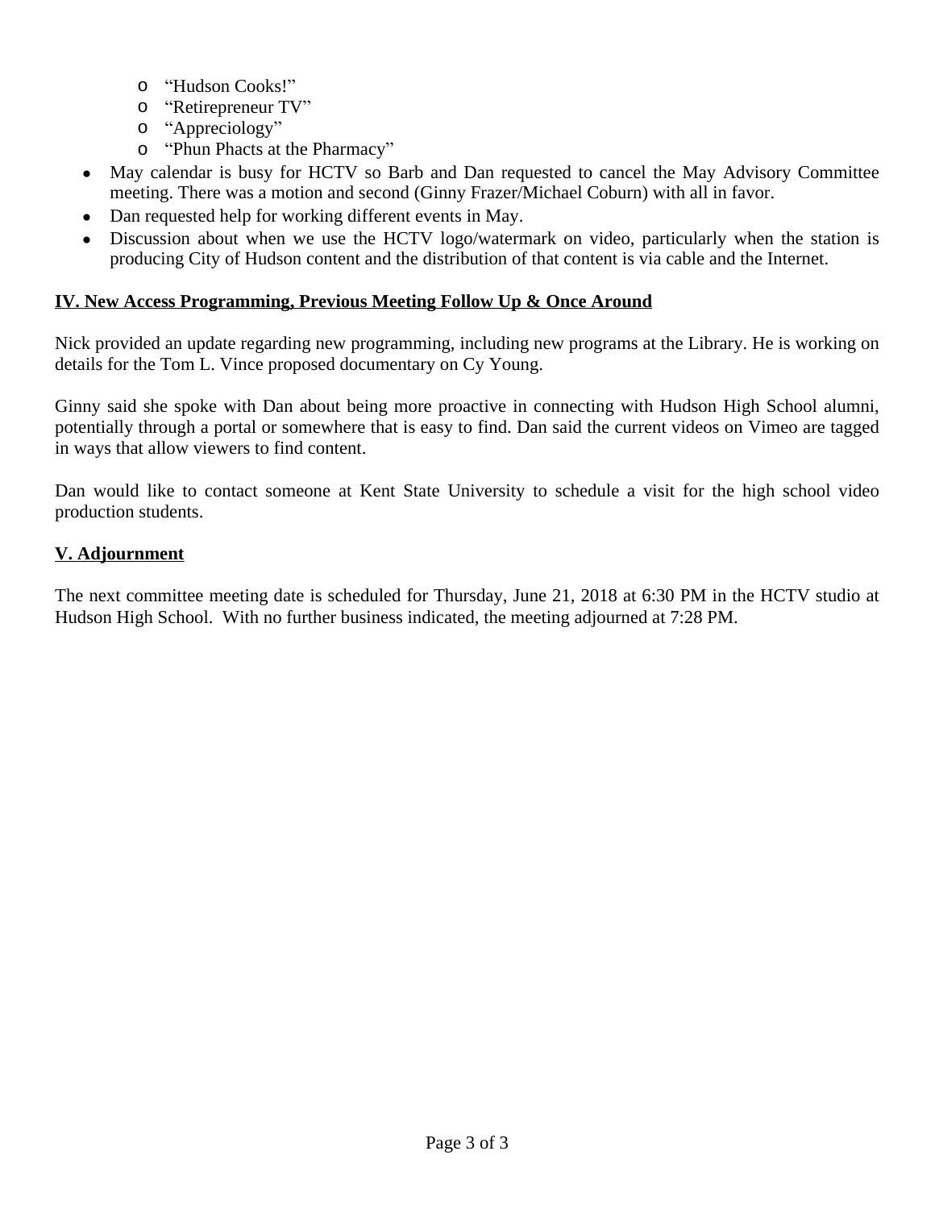- "Hudson Cooks!"
  - "Retirepreneur TV"
  - "Appreciology"
  - "Phun Phacts at the Pharmacy"
- May calendar is busy for HCTV so Barb and Dan requested to cancel the May Advisory Committee meeting. There was a motion and second (Ginny Frazer/Michael Coburn) with all in favor.
- Dan requested help for working different events in May.
- Discussion about when we use the HCTV logo/watermark on video, particularly when the station is producing City of Hudson content and the distribution of that content is via cable and the Internet.

**IV. New Access Programming, Previous Meeting Follow Up & Once Around**

Nick provided an update regarding new programming, including new programs at the Library. He is working on details for the Tom L. Vince proposed documentary on Cy Young.

Ginny said she spoke with Dan about being more proactive in connecting with Hudson High School alumni, potentially through a portal or somewhere that is easy to find. Dan said the current videos on Vimeo are tagged in ways that allow viewers to find content.

Dan would like to contact someone at Kent State University to schedule a visit for the high school video production students.

**V. Adjournment**

The next committee meeting date is scheduled for Thursday, June 21, 2018 at 6:30 PM in the HCTV studio at Hudson High School. With no further business indicated, the meeting adjourned at 7:28 PM.